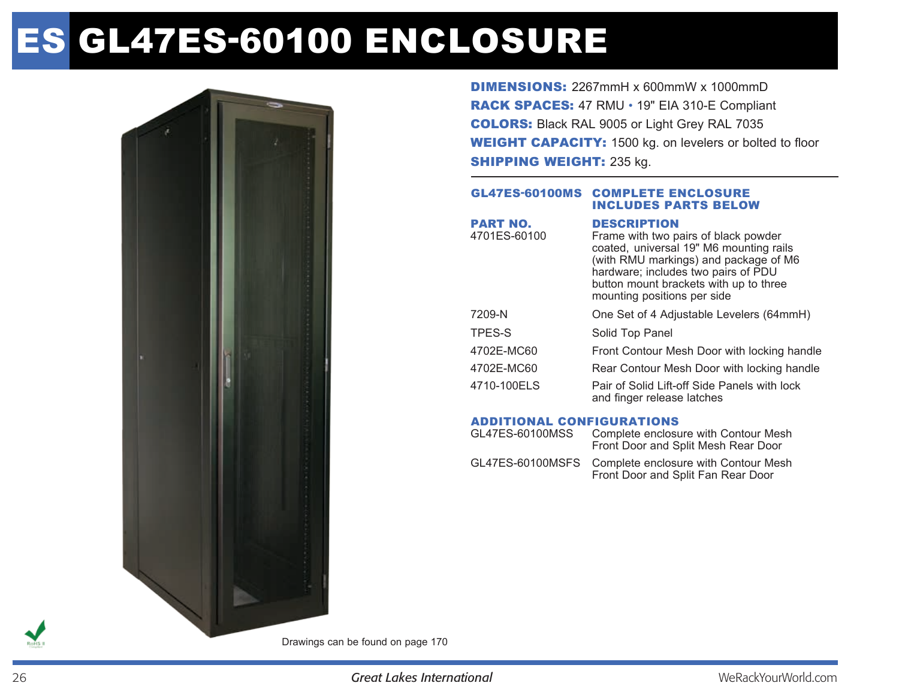# ES GL47ES-60100 ENCLOSURE

**DIMENSIONS:** 2267mmH x 600mmW x 1000mmD
**RACK SPACES:** 47 RMU • 19" EIA 310-E Compliant
**COLORS:** Black RAL 9005 or Light Grey RAL 7035
**WEIGHT CAPACITY:** 1500 kg. on levelers or bolted to floor
**SHIPPING WEIGHT:** 235 kg.

---

| GL47ES-60100MS | COMPLETE ENCLOSURE INCLUDES PARTS BELOW |
|---|---|
| **PART NO.** | **DESCRIPTION** |
| 4701ES-60100 | Frame with two pairs of black powder coated, universal 19" M6 mounting rails (with RMU markings) and package of M6 hardware; includes two pairs of PDU button mount brackets with up to three mounting positions per side |
| 7209-N | One Set of 4 Adjustable Levelers (64mmH) |
| TPES-S | Solid Top Panel |
| 4702E-MC60 | Front Contour Mesh Door with locking handle |
| 4702E-MC60 | Rear Contour Mesh Door with locking handle |
| 4710-100ELS | Pair of Solid Lift-off Side Panels with lock and finger release latches |

**ADDITIONAL CONFIGURATIONS**

| | |
|---|---|
| GL47ES-60100MSS | Complete enclosure with Contour Mesh Front Door and Split Mesh Rear Door |
| GL47ES-60100MSFS | Complete enclosure with Contour Mesh Front Door and Split Fan Rear Door |

Drawings can be found on page 170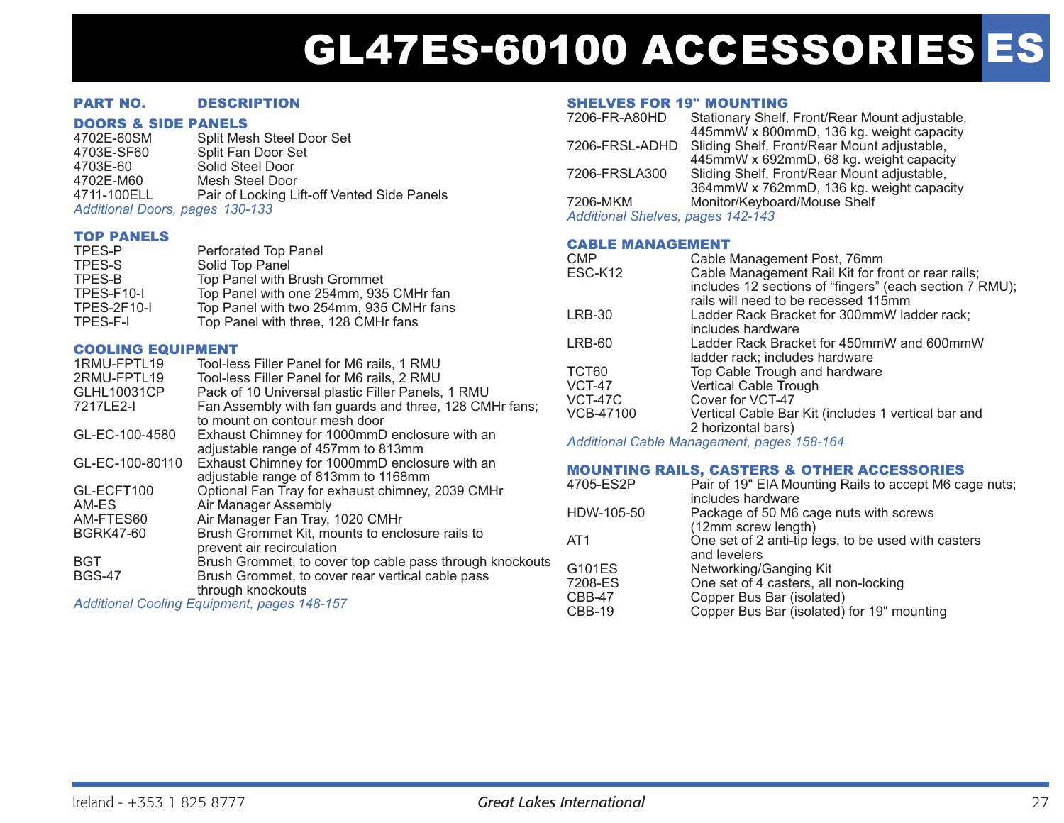# GL47ES-60100 ACCESSORIES ES

| PART NO. | DESCRIPTION |
|---|---|

## DOORS & SIDE PANELS

| | |
|---|---|
| 4702E-60SM | Split Mesh Steel Door Set |
| 4703E-SF60 | Split Fan Door Set |
| 4703E-60 | Solid Steel Door |
| 4702E-M60 | Mesh Steel Door |
| 4711-100ELL | Pair of Locking Lift-off Vented Side Panels |

*Additional Doors, pages 130-133*

## TOP PANELS

| | |
|---|---|
| TPES-P | Perforated Top Panel |
| TPES-S | Solid Top Panel |
| TPES-B | Top Panel with Brush Grommet |
| TPES-F10-I | Top Panel with one 254mm, 935 CMHr fan |
| TPES-2F10-I | Top Panel with two 254mm, 935 CMHr fans |
| TPES-F-I | Top Panel with three, 128 CMHr fans |

## COOLING EQUIPMENT

| | |
|---|---|
| 1RMU-FPTL19 | Tool-less Filler Panel for M6 rails, 1 RMU |
| 2RMU-FPTL19 | Tool-less Filler Panel for M6 rails, 2 RMU |
| GLHL10031CP | Pack of 10 Universal plastic Filler Panels, 1 RMU |
| 7217LE2-I | Fan Assembly with fan guards and three, 128 CMHr fans; to mount on contour mesh door |
| GL-EC-100-4580 | Exhaust Chimney for 1000mmD enclosure with an adjustable range of 457mm to 813mm |
| GL-EC-100-80110 | Exhaust Chimney for 1000mmD enclosure with an adjustable range of 813mm to 1168mm |
| GL-ECFT100 | Optional Fan Tray for exhaust chimney, 2039 CMHr |
| AM-ES | Air Manager Assembly |
| AM-FTES60 | Air Manager Fan Tray, 1020 CMHr |
| BGRK47-60 | Brush Grommet Kit, mounts to enclosure rails to prevent air recirculation |
| BGT | Brush Grommet, to cover top cable pass through knockouts |
| BGS-47 | Brush Grommet, to cover rear vertical cable pass through knockouts |

*Additional Cooling Equipment, pages 148-157*

## SHELVES FOR 19" MOUNTING

| | |
|---|---|
| 7206-FR-A80HD | Stationary Shelf, Front/Rear Mount adjustable, 445mmW x 800mmD, 136 kg. weight capacity |
| 7206-FRSL-ADHD | Sliding Shelf, Front/Rear Mount adjustable, 445mmW x 692mmD, 68 kg. weight capacity |
| 7206-FRSLA300 | Sliding Shelf, Front/Rear Mount adjustable, 364mmW x 762mmD, 136 kg. weight capacity |
| 7206-MKM | Monitor/Keyboard/Mouse Shelf |

*Additional Shelves, pages 142-143*

## CABLE MANAGEMENT

| | |
|---|---|
| CMP | Cable Management Post, 76mm |
| ESC-K12 | Cable Management Rail Kit for front or rear rails; includes 12 sections of "fingers" (each section 7 RMU); rails will need to be recessed 115mm |
| LRB-30 | Ladder Rack Bracket for 300mmW ladder rack; includes hardware |
| LRB-60 | Ladder Rack Bracket for 450mmW and 600mmW ladder rack; includes hardware |
| TCT60 | Top Cable Trough and hardware |
| VCT-47 | Vertical Cable Trough |
| VCT-47C | Cover for VCT-47 |
| VCB-47100 | Vertical Cable Bar Kit (includes 1 vertical bar and 2 horizontal bars) |

*Additional Cable Management, pages 158-164*

## MOUNTING RAILS, CASTERS & OTHER ACCESSORIES

| | |
|---|---|
| 4705-ES2P | Pair of 19" EIA Mounting Rails to accept M6 cage nuts; includes hardware |
| HDW-105-50 | Package of 50 M6 cage nuts with screws (12mm screw length) |
| AT1 | One set of 2 anti-tip legs, to be used with casters and levelers |
| G101ES | Networking/Ganging Kit |
| 7208-ES | One set of 4 casters, all non-locking |
| CBB-47 | Copper Bus Bar (isolated) |
| CBB-19 | Copper Bus Bar (isolated) for 19" mounting |

Ireland - +353 1 825 8777 *Great Lakes International*